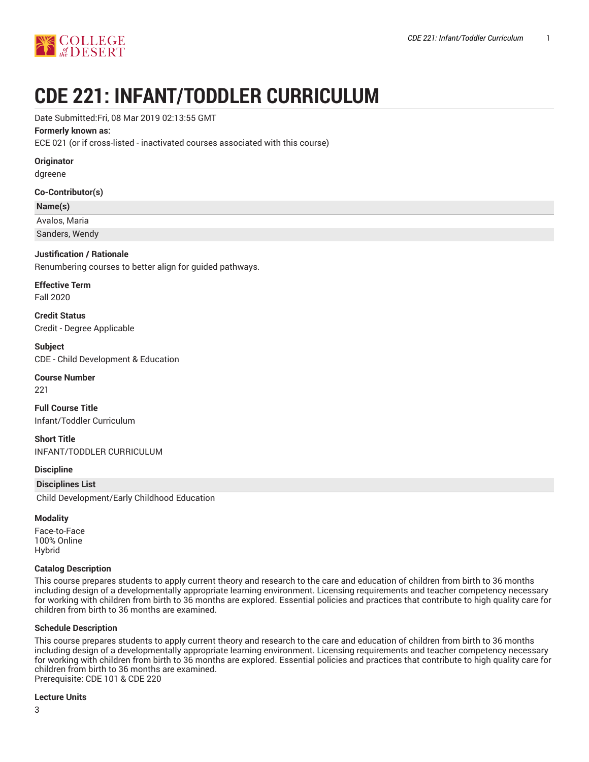# CDE 221: INFANT/TODDLER CURRICULUM

Date Submitted:Fri, 08 Mar 2019 02:13:55 GMT

**Formerly known as:**

ECE 021 (or if cross-listed - inactivated courses associated with this course)

**Originator**

dgreene

**Co-Contributor(s)**

| Name(s) |
| --- |
| Avalos, Maria |
| Sanders, Wendy |

**Justification / Rationale**

Renumbering courses to better align for guided pathways.

**Effective Term**

Fall 2020

**Credit Status**

Credit - Degree Applicable

**Subject**

CDE - Child Development & Education

**Course Number**

221

**Full Course Title**

Infant/Toddler Curriculum

**Short Title**

INFANT/TODDLER CURRICULUM

**Discipline**

| Disciplines List |
| --- |
| Child Development/Early Childhood Education |

**Modality**

Face-to-Face
100% Online
Hybrid

**Catalog Description**

This course prepares students to apply current theory and research to the care and education of children from birth to 36 months including design of a developmentally appropriate learning environment. Licensing requirements and teacher competency necessary for working with children from birth to 36 months are explored. Essential policies and practices that contribute to high quality care for children from birth to 36 months are examined.

**Schedule Description**

This course prepares students to apply current theory and research to the care and education of children from birth to 36 months including design of a developmentally appropriate learning environment. Licensing requirements and teacher competency necessary for working with children from birth to 36 months are explored. Essential policies and practices that contribute to high quality care for children from birth to 36 months are examined.
Prerequisite: CDE 101 & CDE 220

**Lecture Units**

3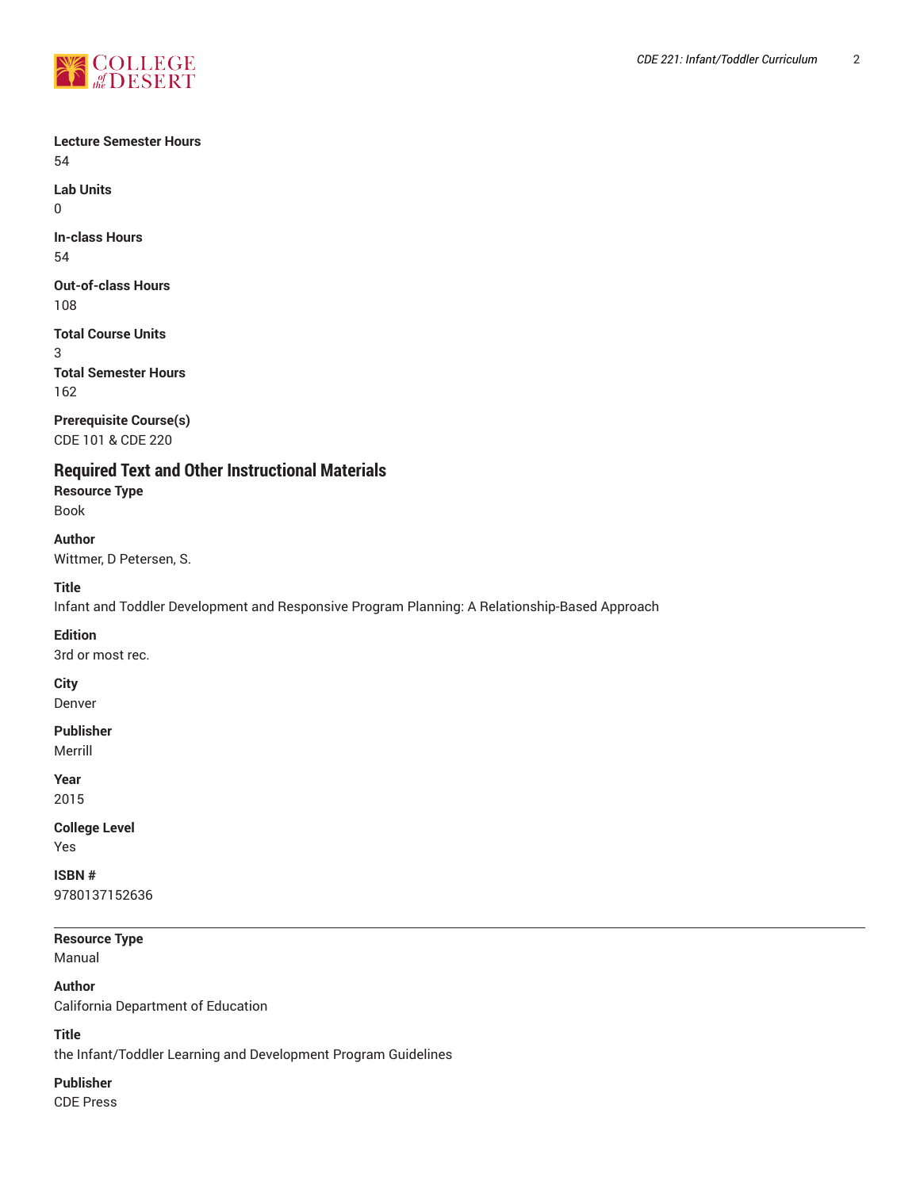**Lecture Semester Hours**
54

**Lab Units**
0

**In-class Hours**
54

**Out-of-class Hours**
108

**Total Course Units**
3

**Total Semester Hours**
162

**Prerequisite Course(s)**
CDE 101 & CDE 220

## Required Text and Other Instructional Materials

**Resource Type**
Book

**Author**
Wittmer, D Petersen, S.

**Title**
Infant and Toddler Development and Responsive Program Planning: A Relationship-Based Approach

**Edition**
3rd or most rec.

**City**
Denver

**Publisher**
Merrill

**Year**
2015

**College Level**
Yes

**ISBN #**
9780137152636

---

**Resource Type**
Manual

**Author**
California Department of Education

**Title**
the Infant/Toddler Learning and Development Program Guidelines

**Publisher**
CDE Press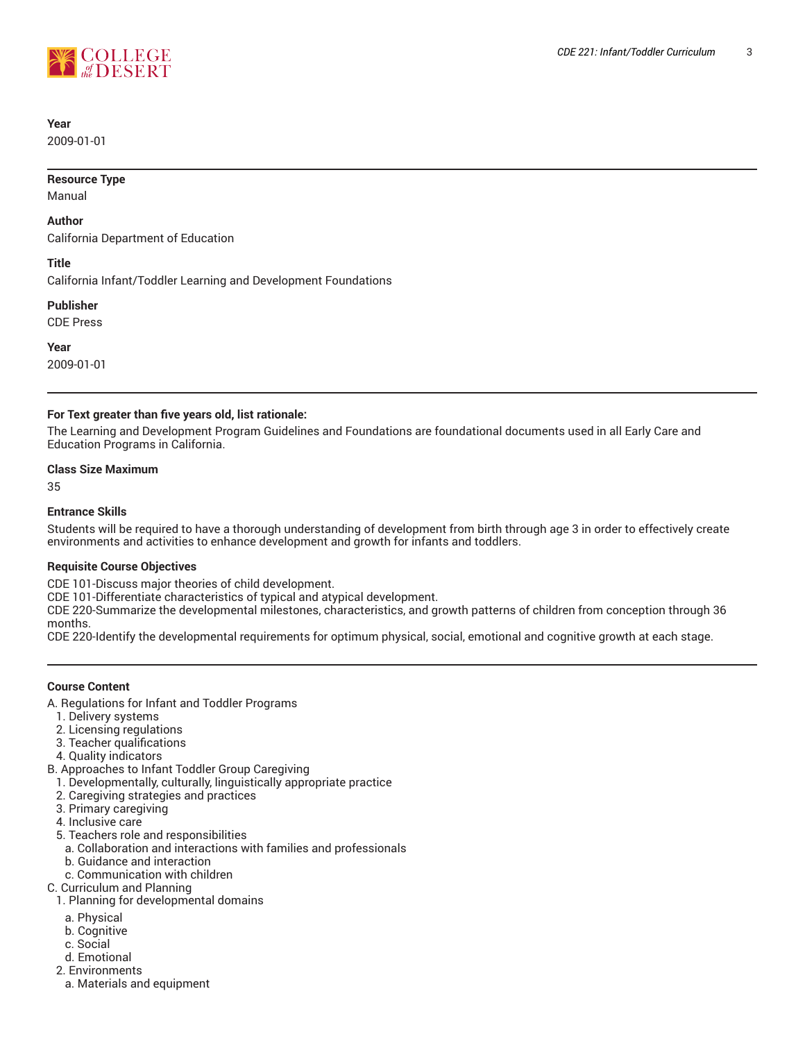**Year**
2009-01-01

---

**Resource Type**
Manual

**Author**
California Department of Education

**Title**
California Infant/Toddler Learning and Development Foundations

**Publisher**
CDE Press

**Year**
2009-01-01

---

**For Text greater than five years old, list rationale:**

The Learning and Development Program Guidelines and Foundations are foundational documents used in all Early Care and Education Programs in California.

**Class Size Maximum**

35

**Entrance Skills**

Students will be required to have a thorough understanding of development from birth through age 3 in order to effectively create environments and activities to enhance development and growth for infants and toddlers.

**Requisite Course Objectives**

CDE 101-Discuss major theories of child development.
CDE 101-Differentiate characteristics of typical and atypical development.
CDE 220-Summarize the developmental milestones, characteristics, and growth patterns of children from conception through 36 months.
CDE 220-Identify the developmental requirements for optimum physical, social, emotional and cognitive growth at each stage.

---

**Course Content**

A. Regulations for Infant and Toddler Programs
  1. Delivery systems
  2. Licensing regulations
  3. Teacher qualifications
  4. Quality indicators
B. Approaches to Infant Toddler Group Caregiving
  1. Developmentally, culturally, linguistically appropriate practice
  2. Caregiving strategies and practices
  3. Primary caregiving
  4. Inclusive care
  5. Teachers role and responsibilities
    a. Collaboration and interactions with families and professionals
    b. Guidance and interaction
    c. Communication with children
C. Curriculum and Planning
  1. Planning for developmental domains
    a. Physical
    b. Cognitive
    c. Social
    d. Emotional
  2. Environments
    a. Materials and equipment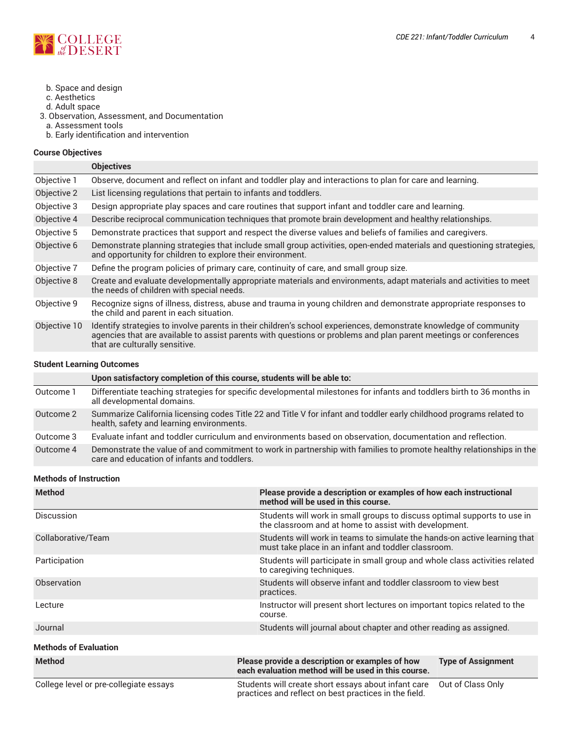b. Space and design
   c. Aesthetics
   d. Adult space
3. Observation, Assessment, and Documentation
   a. Assessment tools
   b. Early identification and intervention

### Course Objectives

| | Objectives |
|---|---|
| Objective 1 | Observe, document and reflect on infant and toddler play and interactions to plan for care and learning. |
| Objective 2 | List licensing regulations that pertain to infants and toddlers. |
| Objective 3 | Design appropriate play spaces and care routines that support infant and toddler care and learning. |
| Objective 4 | Describe reciprocal communication techniques that promote brain development and healthy relationships. |
| Objective 5 | Demonstrate practices that support and respect the diverse values and beliefs of families and caregivers. |
| Objective 6 | Demonstrate planning strategies that include small group activities, open-ended materials and questioning strategies, and opportunity for children to explore their environment. |
| Objective 7 | Define the program policies of primary care, continuity of care, and small group size. |
| Objective 8 | Create and evaluate developmentally appropriate materials and environments, adapt materials and activities to meet the needs of children with special needs. |
| Objective 9 | Recognize signs of illness, distress, abuse and trauma in young children and demonstrate appropriate responses to the child and parent in each situation. |
| Objective 10 | Identify strategies to involve parents in their children's school experiences, demonstrate knowledge of community agencies that are available to assist parents with questions or problems and plan parent meetings or conferences that are culturally sensitive. |

### Student Learning Outcomes

| | Upon satisfactory completion of this course, students will be able to: |
|---|---|
| Outcome 1 | Differentiate teaching strategies for specific developmental milestones for infants and toddlers birth to 36 months in all developmental domains. |
| Outcome 2 | Summarize California licensing codes Title 22 and Title V for infant and toddler early childhood programs related to health, safety and learning environments. |
| Outcome 3 | Evaluate infant and toddler curriculum and environments based on observation, documentation and reflection. |
| Outcome 4 | Demonstrate the value of and commitment to work in partnership with families to promote healthy relationships in the care and education of infants and toddlers. |

### Methods of Instruction

| Method | Please provide a description or examples of how each instructional method will be used in this course. |
|---|---|
| Discussion | Students will work in small groups to discuss optimal supports to use in the classroom and at home to assist with development. |
| Collaborative/Team | Students will work in teams to simulate the hands-on active learning that must take place in an infant and toddler classroom. |
| Participation | Students will participate in small group and whole class activities related to caregiving techniques. |
| Observation | Students will observe infant and toddler classroom to view best practices. |
| Lecture | Instructor will present short lectures on important topics related to the course. |
| Journal | Students will journal about chapter and other reading as assigned. |

### Methods of Evaluation

| Method | Please provide a description or examples of how each evaluation method will be used in this course. | Type of Assignment |
|---|---|---|
| College level or pre-collegiate essays | Students will create short essays about infant care practices and reflect on best practices in the field. | Out of Class Only |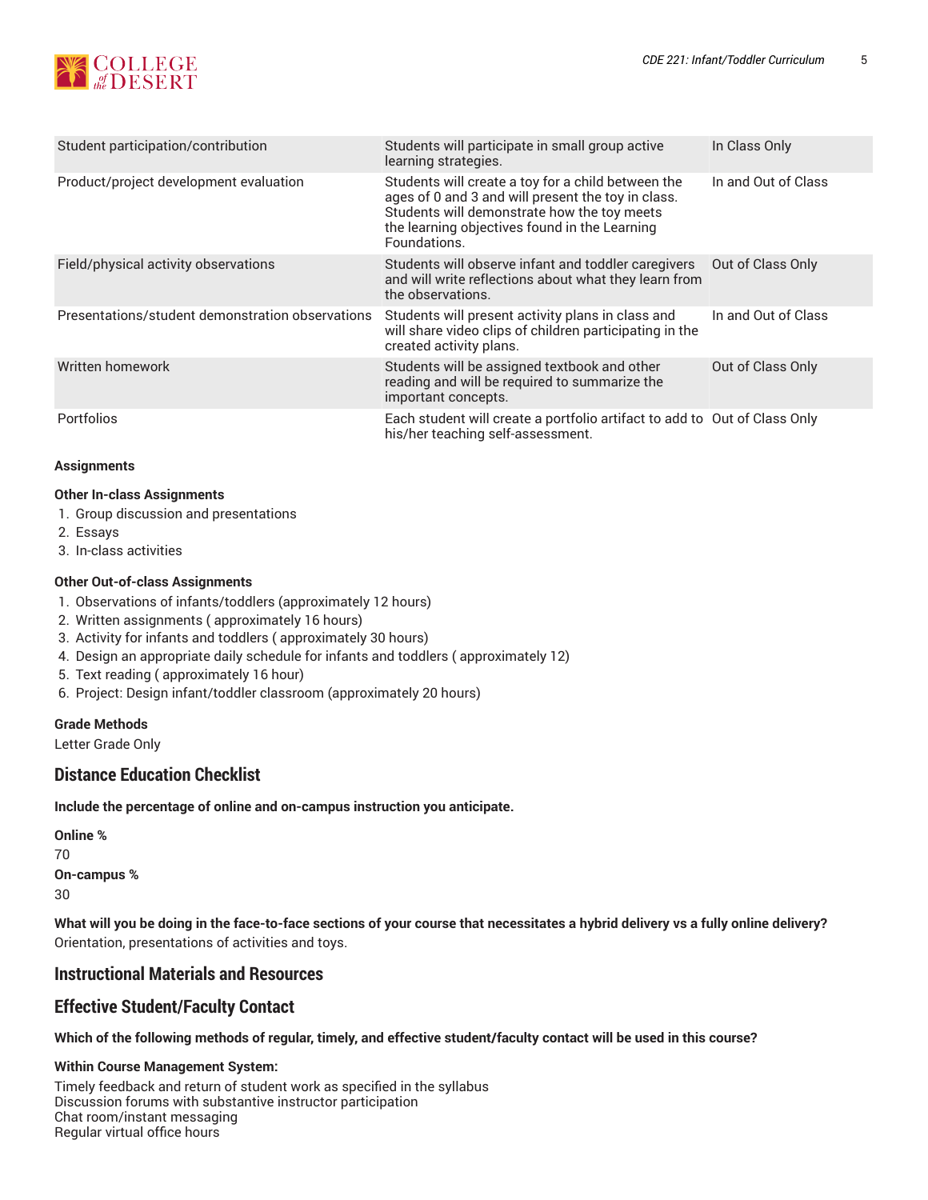| Student participation/contribution | Students will participate in small group active learning strategies. | In Class Only |
|---|---|---|
| Product/project development evaluation | Students will create a toy for a child between the ages of 0 and 3 and will present the toy in class. Students will demonstrate how the toy meets the learning objectives found in the Learning Foundations. | In and Out of Class |
| Field/physical activity observations | Students will observe infant and toddler caregivers and will write reflections about what they learn from the observations. | Out of Class Only |
| Presentations/student demonstration observations | Students will present activity plans in class and will share video clips of children participating in the created activity plans. | In and Out of Class |
| Written homework | Students will be assigned textbook and other reading and will be required to summarize the important concepts. | Out of Class Only |
| Portfolios | Each student will create a portfolio artifact to add to his/her teaching self-assessment. | Out of Class Only |

**Assignments**

**Other In-class Assignments**

1. Group discussion and presentations
2. Essays
3. In-class activities

**Other Out-of-class Assignments**

1. Observations of infants/toddlers (approximately 12 hours)
2. Written assignments ( approximately 16 hours)
3. Activity for infants and toddlers ( approximately 30 hours)
4. Design an appropriate daily schedule for infants and toddlers ( approximately 12)
5. Text reading ( approximately 16 hour)
6. Project: Design infant/toddler classroom (approximately 20 hours)

**Grade Methods**

Letter Grade Only

## Distance Education Checklist

**Include the percentage of online and on-campus instruction you anticipate.**

**Online %**

70

**On-campus %**

30

**What will you be doing in the face-to-face sections of your course that necessitates a hybrid delivery vs a fully online delivery?**

Orientation, presentations of activities and toys.

## Instructional Materials and Resources

## Effective Student/Faculty Contact

**Which of the following methods of regular, timely, and effective student/faculty contact will be used in this course?**

**Within Course Management System:**

Timely feedback and return of student work as specified in the syllabus
Discussion forums with substantive instructor participation
Chat room/instant messaging
Regular virtual office hours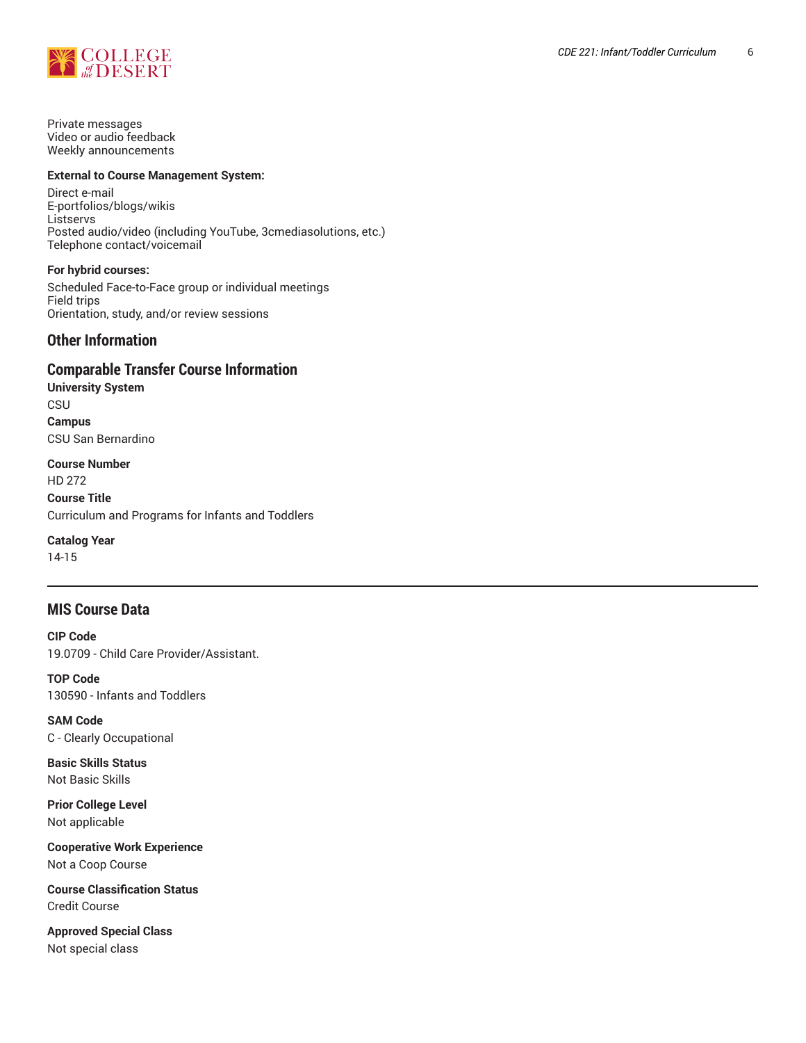Private messages
Video or audio feedback
Weekly announcements

**External to Course Management System:**

Direct e-mail
E-portfolios/blogs/wikis
Listservs
Posted audio/video (including YouTube, 3cmediasolutions, etc.)
Telephone contact/voicemail

**For hybrid courses:**

Scheduled Face-to-Face group or individual meetings
Field trips
Orientation, study, and/or review sessions

## Other Information

## Comparable Transfer Course Information

**University System**
CSU

**Campus**
CSU San Bernardino

**Course Number**
HD 272

**Course Title**
Curriculum and Programs for Infants and Toddlers

**Catalog Year**
14-15

---

## MIS Course Data

**CIP Code**
19.0709 - Child Care Provider/Assistant.

**TOP Code**
130590 - Infants and Toddlers

**SAM Code**
C - Clearly Occupational

**Basic Skills Status**
Not Basic Skills

**Prior College Level**
Not applicable

**Cooperative Work Experience**
Not a Coop Course

**Course Classification Status**
Credit Course

**Approved Special Class**
Not special class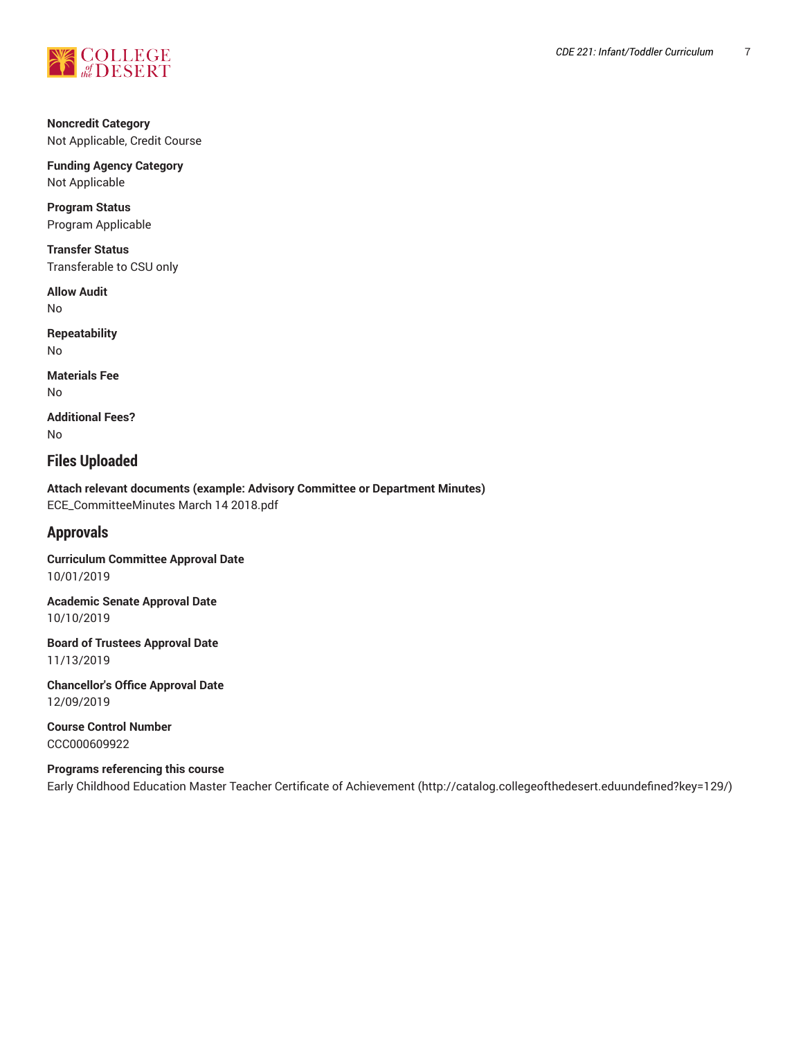**Noncredit Category**
Not Applicable, Credit Course

**Funding Agency Category**
Not Applicable

**Program Status**
Program Applicable

**Transfer Status**
Transferable to CSU only

**Allow Audit**
No

**Repeatability**
No

**Materials Fee**
No

**Additional Fees?**
No

## Files Uploaded

**Attach relevant documents (example: Advisory Committee or Department Minutes)**
ECE_CommitteeMinutes March 14 2018.pdf

## Approvals

**Curriculum Committee Approval Date**
10/01/2019

**Academic Senate Approval Date**
10/10/2019

**Board of Trustees Approval Date**
11/13/2019

**Chancellor's Office Approval Date**
12/09/2019

**Course Control Number**
CCC000609922

**Programs referencing this course**
Early Childhood Education Master Teacher Certificate of Achievement (http://catalog.collegeofthedesert.eduundefined?key=129/)